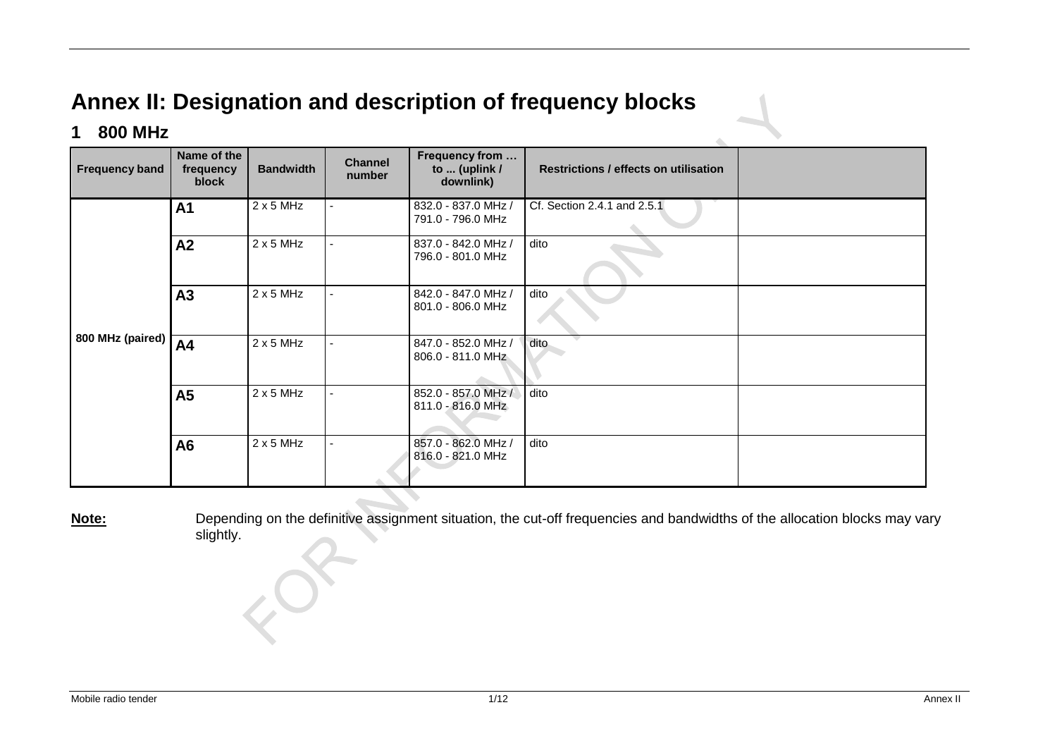# Annex II: Designation and description of frequency blocks

## 1 800 MHz

| Frequency band | Name of the frequency block | Bandwidth | Channel number | Frequency from … to ... (uplink / downlink) | Restrictions / effects on utilisation | |
|---|---|---|---|---|---|---|
| 800 MHz (paired) | **A1** | 2 x 5 MHz | - | 832.0 - 837.0 MHz / 791.0 - 796.0 MHz | Cf. Section 2.4.1 and 2.5.1 | |
| | **A2** | 2 x 5 MHz | - | 837.0 - 842.0 MHz / 796.0 - 801.0 MHz | dito | |
| | **A3** | 2 x 5 MHz | - | 842.0 - 847.0 MHz / 801.0 - 806.0 MHz | dito | |
| | **A4** | 2 x 5 MHz | - | 847.0 - 852.0 MHz / 806.0 - 811.0 MHz | dito | |
| | **A5** | 2 x 5 MHz | - | 852.0 - 857.0 MHz / 811.0 - 816.0 MHz | dito | |
| | **A6** | 2 x 5 MHz | - | 857.0 - 862.0 MHz / 816.0 - 821.0 MHz | dito | |

**Note:** Depending on the definitive assignment situation, the cut-off frequencies and bandwidths of the allocation blocks may vary slightly.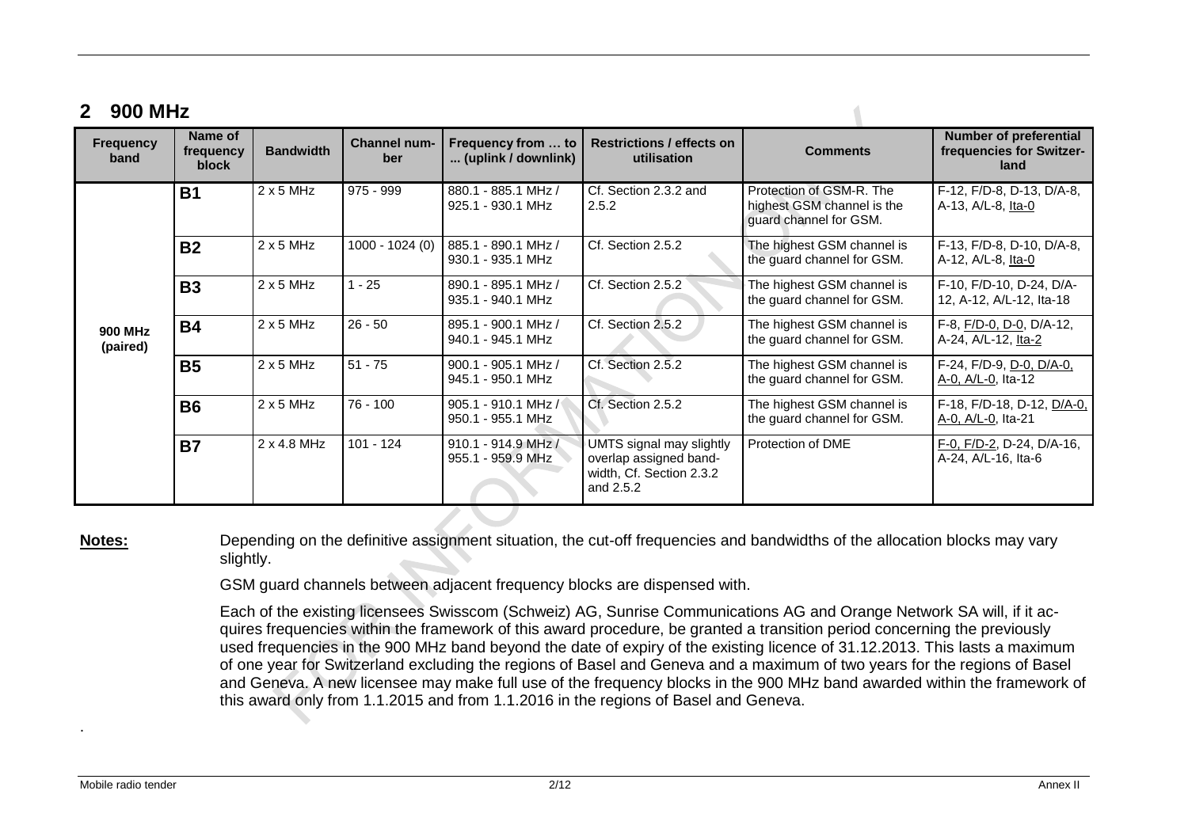## 2 900 MHz

| Frequency band | Name of frequency block | Bandwidth | Channel number | Frequency from … to ... (uplink / downlink) | Restrictions / effects on utilisation | Comments | Number of preferential frequencies for Switzerland |
|---|---|---|---|---|---|---|---|
| 900 MHz (paired) | **B1** | 2 x 5 MHz | 975 - 999 | 880.1 - 885.1 MHz / 925.1 - 930.1 MHz | Cf. Section 2.3.2 and 2.5.2 | Protection of GSM-R. The highest GSM channel is the guard channel for GSM. | F-12, F/D-8, D-13, D/A-8, A-13, A/L-8, Ita-0 |
| | **B2** | 2 x 5 MHz | 1000 - 1024 (0) | 885.1 - 890.1 MHz / 930.1 - 935.1 MHz | Cf. Section 2.5.2 | The highest GSM channel is the guard channel for GSM. | F-13, F/D-8, D-10, D/A-8, A-12, A/L-8, Ita-0 |
| | **B3** | 2 x 5 MHz | 1 - 25 | 890.1 - 895.1 MHz / 935.1 - 940.1 MHz | Cf. Section 2.5.2 | The highest GSM channel is the guard channel for GSM. | F-10, F/D-10, D-24, D/A-12, A-12, A/L-12, Ita-18 |
| | **B4** | 2 x 5 MHz | 26 - 50 | 895.1 - 900.1 MHz / 940.1 - 945.1 MHz | Cf. Section 2.5.2 | The highest GSM channel is the guard channel for GSM. | F-8, F/D-0, D-0, D/A-12, A-24, A/L-12, Ita-2 |
| | **B5** | 2 x 5 MHz | 51 - 75 | 900.1 - 905.1 MHz / 945.1 - 950.1 MHz | Cf. Section 2.5.2 | The highest GSM channel is the guard channel for GSM. | F-24, F/D-9, D-0, D/A-0, A-0, A/L-0, Ita-12 |
| | **B6** | 2 x 5 MHz | 76 - 100 | 905.1 - 910.1 MHz / 950.1 - 955.1 MHz | Cf. Section 2.5.2 | The highest GSM channel is the guard channel for GSM. | F-18, F/D-18, D-12, D/A-0, A-0, A/L-0, Ita-21 |
| | **B7** | 2 x 4.8 MHz | 101 - 124 | 910.1 - 914.9 MHz / 955.1 - 959.9 MHz | UMTS signal may slightly overlap assigned bandwidth, Cf. Section 2.3.2 and 2.5.2 | Protection of DME | F-0, F/D-2, D-24, D/A-16, A-24, A/L-16, Ita-6 |

**Notes:** Depending on the definitive assignment situation, the cut-off frequencies and bandwidths of the allocation blocks may vary slightly.

GSM guard channels between adjacent frequency blocks are dispensed with.

Each of the existing licensees Swisscom (Schweiz) AG, Sunrise Communications AG and Orange Network SA will, if it acquires frequencies within the framework of this award procedure, be granted a transition period concerning the previously used frequencies in the 900 MHz band beyond the date of expiry of the existing licence of 31.12.2013. This lasts a maximum of one year for Switzerland excluding the regions of Basel and Geneva and a maximum of two years for the regions of Basel and Geneva. A new licensee may make full use of the frequency blocks in the 900 MHz band awarded within the framework of this award only from 1.1.2015 and from 1.1.2016 in the regions of Basel and Geneva.

.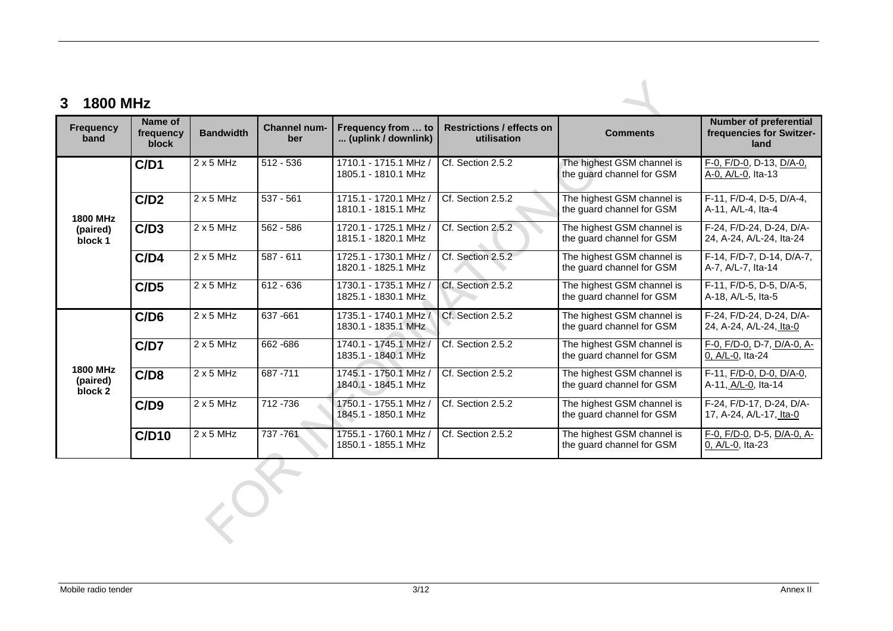# 3 1800 MHz

| Frequency band | Name of frequency block | Bandwidth | Channel number | Frequency from … to ... (uplink / downlink) | Restrictions / effects on utilisation | Comments | Number of preferential frequencies for Switzerland |
|---|---|---|---|---|---|---|---|
| 1800 MHz (paired) block 1 | C/D1 | 2 x 5 MHz | 512 - 536 | 1710.1 - 1715.1 MHz / 1805.1 - 1810.1 MHz | Cf. Section 2.5.2 | The highest GSM channel is the guard channel for GSM | F-0, F/D-0, D-13, D/A-0, A-0, A/L-0, Ita-13 |
| | C/D2 | 2 x 5 MHz | 537 - 561 | 1715.1 - 1720.1 MHz / 1810.1 - 1815.1 MHz | Cf. Section 2.5.2 | The highest GSM channel is the guard channel for GSM | F-11, F/D-4, D-5, D/A-4, A-11, A/L-4, Ita-4 |
| | C/D3 | 2 x 5 MHz | 562 - 586 | 1720.1 - 1725.1 MHz / 1815.1 - 1820.1 MHz | Cf. Section 2.5.2 | The highest GSM channel is the guard channel for GSM | F-24, F/D-24, D-24, D/A-24, A-24, A/L-24, Ita-24 |
| | C/D4 | 2 x 5 MHz | 587 - 611 | 1725.1 - 1730.1 MHz / 1820.1 - 1825.1 MHz | Cf. Section 2.5.2 | The highest GSM channel is the guard channel for GSM | F-14, F/D-7, D-14, D/A-7, A-7, A/L-7, Ita-14 |
| | C/D5 | 2 x 5 MHz | 612 - 636 | 1730.1 - 1735.1 MHz / 1825.1 - 1830.1 MHz | Cf. Section 2.5.2 | The highest GSM channel is the guard channel for GSM | F-11, F/D-5, D-5, D/A-5, A-18, A/L-5, Ita-5 |
| 1800 MHz (paired) block 2 | C/D6 | 2 x 5 MHz | 637 -661 | 1735.1 - 1740.1 MHz / 1830.1 - 1835.1 MHz | Cf. Section 2.5.2 | The highest GSM channel is the guard channel for GSM | F-24, F/D-24, D-24, D/A-24, A-24, A/L-24, Ita-0 |
| | C/D7 | 2 x 5 MHz | 662 -686 | 1740.1 - 1745.1 MHz / 1835.1 - 1840.1 MHz | Cf. Section 2.5.2 | The highest GSM channel is the guard channel for GSM | F-0, F/D-0, D-7, D/A-0, A-0, A/L-0, Ita-24 |
| | C/D8 | 2 x 5 MHz | 687 -711 | 1745.1 - 1750.1 MHz / 1840.1 - 1845.1 MHz | Cf. Section 2.5.2 | The highest GSM channel is the guard channel for GSM | F-11, F/D-0, D-0, D/A-0, A-11, A/L-0, Ita-14 |
| | C/D9 | 2 x 5 MHz | 712 -736 | 1750.1 - 1755.1 MHz / 1845.1 - 1850.1 MHz | Cf. Section 2.5.2 | The highest GSM channel is the guard channel for GSM | F-24, F/D-17, D-24, D/A-17, A-24, A/L-17, Ita-0 |
| | C/D10 | 2 x 5 MHz | 737 -761 | 1755.1 - 1760.1 MHz / 1850.1 - 1855.1 MHz | Cf. Section 2.5.2 | The highest GSM channel is the guard channel for GSM | F-0, F/D-0, D-5, D/A-0, A-0, A/L-0, Ita-23 |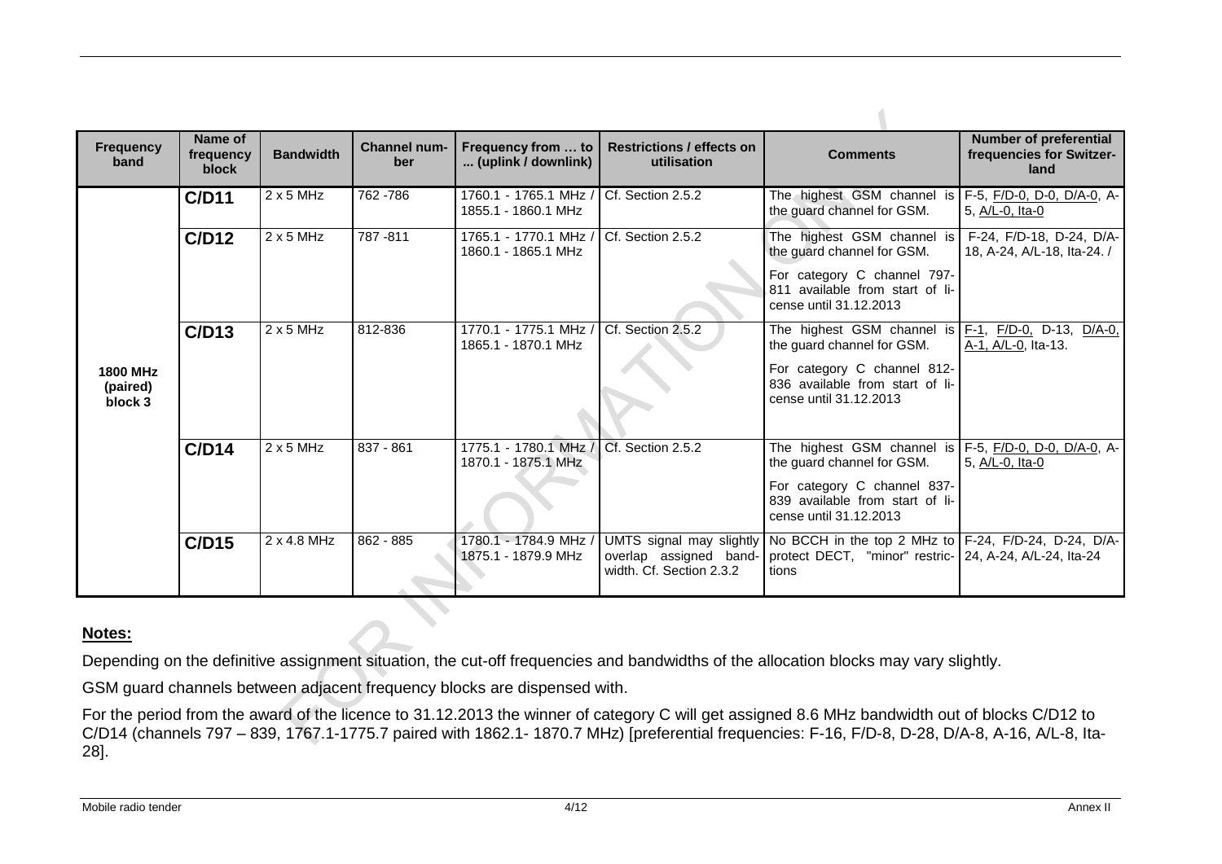| Frequency band | Name of frequency block | Bandwidth | Channel number | Frequency from … to ... (uplink / downlink) | Restrictions / effects on utilisation | Comments | Number of preferential frequencies for Switzerland |
|---|---|---|---|---|---|---|---|
| 1800 MHz (paired) block 3 | **C/D11** | 2 x 5 MHz | 762 -786 | 1760.1 - 1765.1 MHz / 1855.1 - 1860.1 MHz | Cf. Section 2.5.2 | The highest GSM channel is the guard channel for GSM. | F-5, F/D-0, D-0, D/A-0, A-5, A/L-0, Ita-0 |
| | **C/D12** | 2 x 5 MHz | 787 -811 | 1765.1 - 1770.1 MHz / 1860.1 - 1865.1 MHz | Cf. Section 2.5.2 | The highest GSM channel is the guard channel for GSM.<br>For category C channel 797-811 available from start of licence until 31.12.2013 | F-24, F/D-18, D-24, D/A-18, A-24, A/L-18, Ita-24. / |
| | **C/D13** | 2 x 5 MHz | 812-836 | 1770.1 - 1775.1 MHz / 1865.1 - 1870.1 MHz | Cf. Section 2.5.2 | The highest GSM channel is the guard channel for GSM.<br>For category C channel 812-836 available from start of licence until 31.12.2013 | F-1, F/D-0, D-13, D/A-0, A-1, A/L-0, Ita-13. |
| | **C/D14** | 2 x 5 MHz | 837 - 861 | 1775.1 - 1780.1 MHz / 1870.1 - 1875.1 MHz | Cf. Section 2.5.2 | The highest GSM channel is the guard channel for GSM.<br>For category C channel 837-839 available from start of licence until 31.12.2013 | F-5, F/D-0, D-0, D/A-0, A-5, A/L-0, Ita-0 |
| | **C/D15** | 2 x 4.8 MHz | 862 - 885 | 1780.1 - 1784.9 MHz / 1875.1 - 1879.9 MHz | UMTS signal may slightly overlap assigned bandwidth. Cf. Section 2.3.2 | No BCCH in the top 2 MHz to protect DECT, "minor" restrictions | F-24, F/D-24, D-24, D/A-24, A-24, A/L-24, Ita-24 |

**Notes:**

Depending on the definitive assignment situation, the cut-off frequencies and bandwidths of the allocation blocks may vary slightly.

GSM guard channels between adjacent frequency blocks are dispensed with.

For the period from the award of the licence to 31.12.2013 the winner of category C will get assigned 8.6 MHz bandwidth out of blocks C/D12 to C/D14 (channels 797 – 839, 1767.1-1775.7 paired with 1862.1- 1870.7 MHz) [preferential frequencies: F-16, F/D-8, D-28, D/A-8, A-16, A/L-8, Ita-28].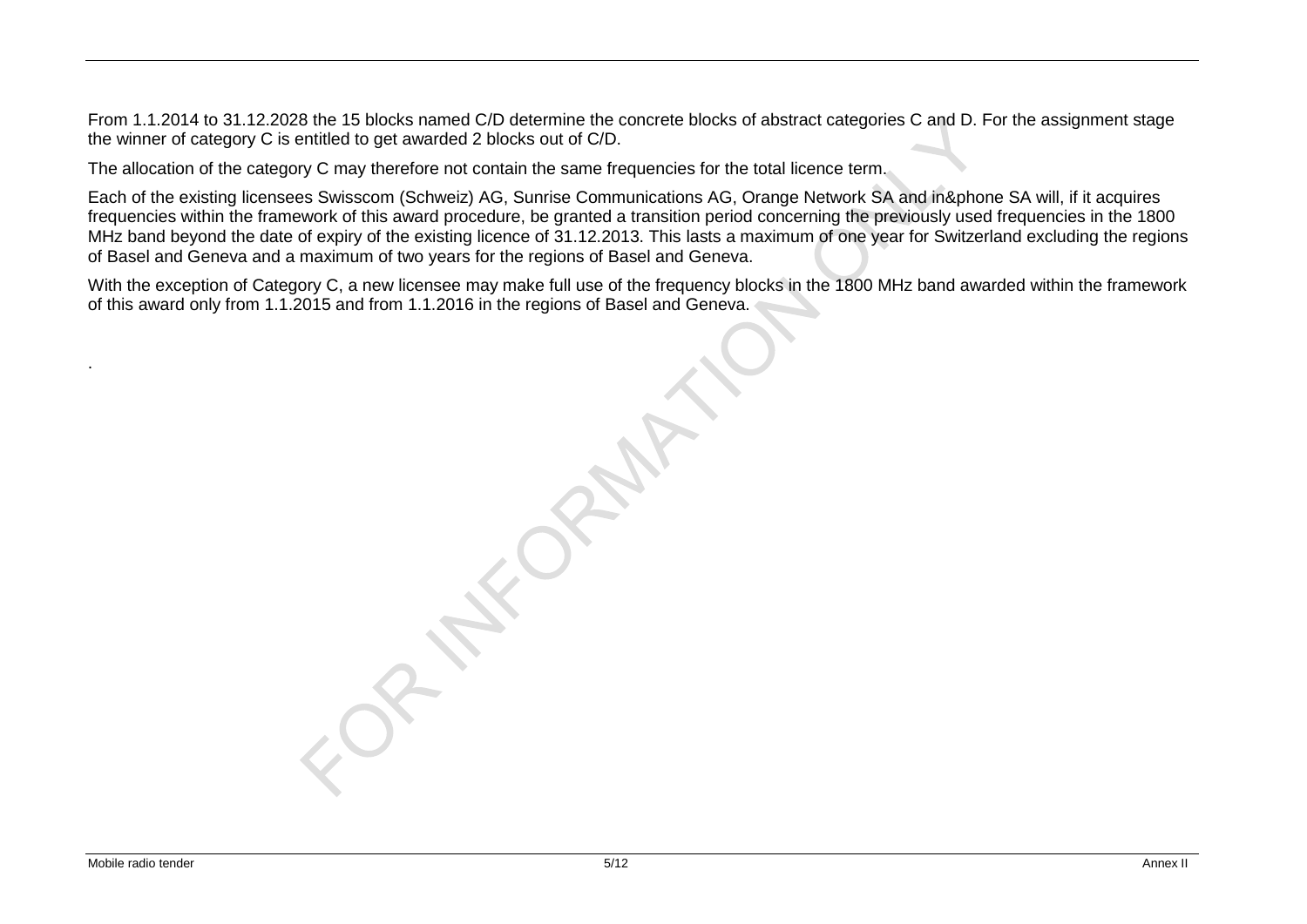From 1.1.2014 to 31.12.2028 the 15 blocks named C/D determine the concrete blocks of abstract categories C and D. For the assignment stage the winner of category C is entitled to get awarded 2 blocks out of C/D.

The allocation of the category C may therefore not contain the same frequencies for the total licence term.

Each of the existing licensees Swisscom (Schweiz) AG, Sunrise Communications AG, Orange Network SA and in&phone SA will, if it acquires frequencies within the framework of this award procedure, be granted a transition period concerning the previously used frequencies in the 1800 MHz band beyond the date of expiry of the existing licence of 31.12.2013. This lasts a maximum of one year for Switzerland excluding the regions of Basel and Geneva and a maximum of two years for the regions of Basel and Geneva.

With the exception of Category C, a new licensee may make full use of the frequency blocks in the 1800 MHz band awarded within the framework of this award only from 1.1.2015 and from 1.1.2016 in the regions of Basel and Geneva.

.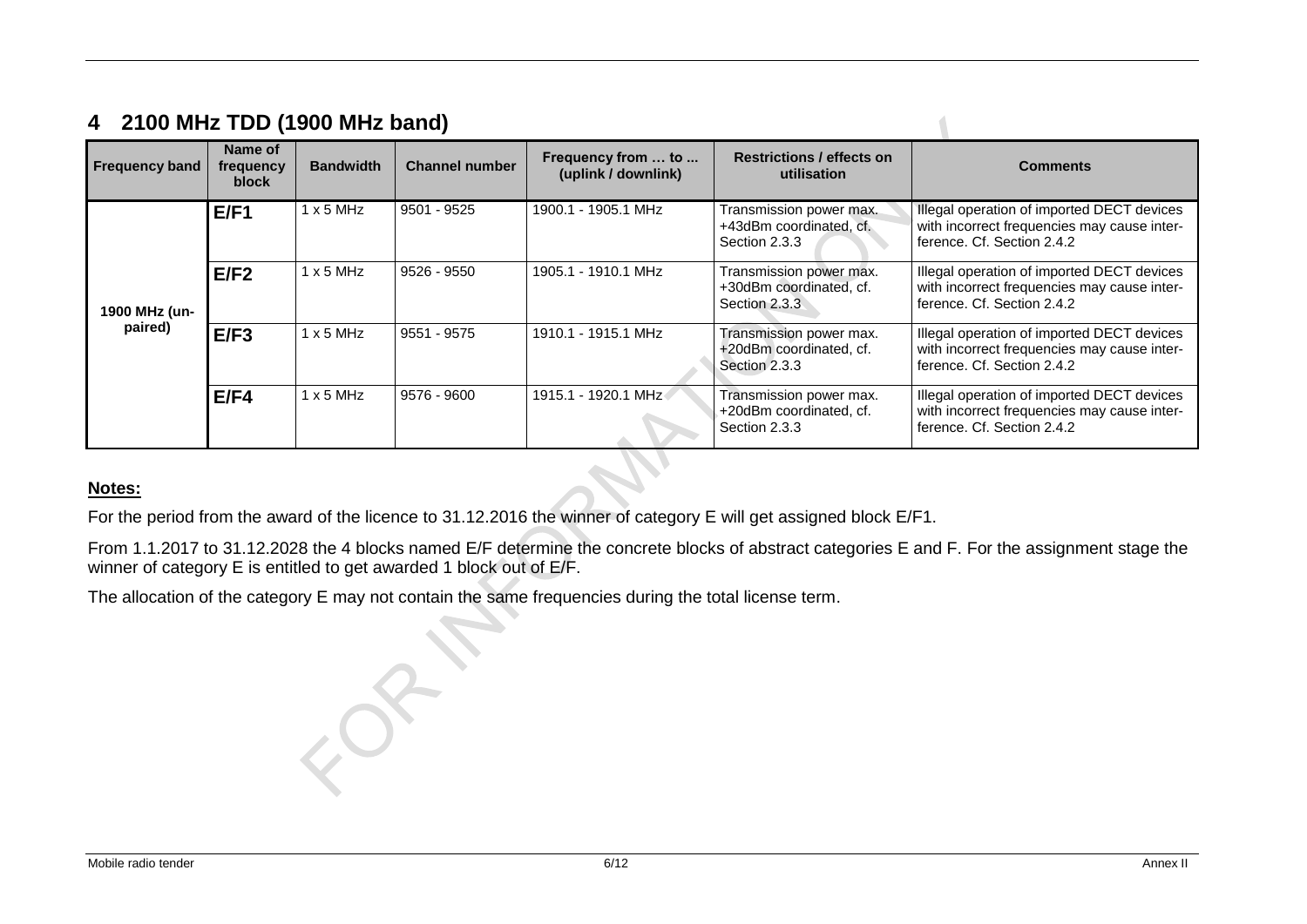# 4 2100 MHz TDD (1900 MHz band)

| Frequency band | Name of frequency block | Bandwidth | Channel number | Frequency from … to ... (uplink / downlink) | Restrictions / effects on utilisation | Comments |
|---|---|---|---|---|---|---|
| 1900 MHz (unpaired) | **E/F1** | 1 x 5 MHz | 9501 - 9525 | 1900.1 - 1905.1 MHz | Transmission power max. +43dBm coordinated, cf. Section 2.3.3 | Illegal operation of imported DECT devices with incorrect frequencies may cause interference. Cf. Section 2.4.2 |
| | **E/F2** | 1 x 5 MHz | 9526 - 9550 | 1905.1 - 1910.1 MHz | Transmission power max. +30dBm coordinated, cf. Section 2.3.3 | Illegal operation of imported DECT devices with incorrect frequencies may cause interference. Cf. Section 2.4.2 |
| | **E/F3** | 1 x 5 MHz | 9551 - 9575 | 1910.1 - 1915.1 MHz | Transmission power max. +20dBm coordinated, cf. Section 2.3.3 | Illegal operation of imported DECT devices with incorrect frequencies may cause interference. Cf. Section 2.4.2 |
| | **E/F4** | 1 x 5 MHz | 9576 - 9600 | 1915.1 - 1920.1 MHz | Transmission power max. +20dBm coordinated, cf. Section 2.3.3 | Illegal operation of imported DECT devices with incorrect frequencies may cause interference. Cf. Section 2.4.2 |

**Notes:**

For the period from the award of the licence to 31.12.2016 the winner of category E will get assigned block E/F1.

From 1.1.2017 to 31.12.2028 the 4 blocks named E/F determine the concrete blocks of abstract categories E and F. For the assignment stage the winner of category E is entitled to get awarded 1 block out of E/F.

The allocation of the category E may not contain the same frequencies during the total license term.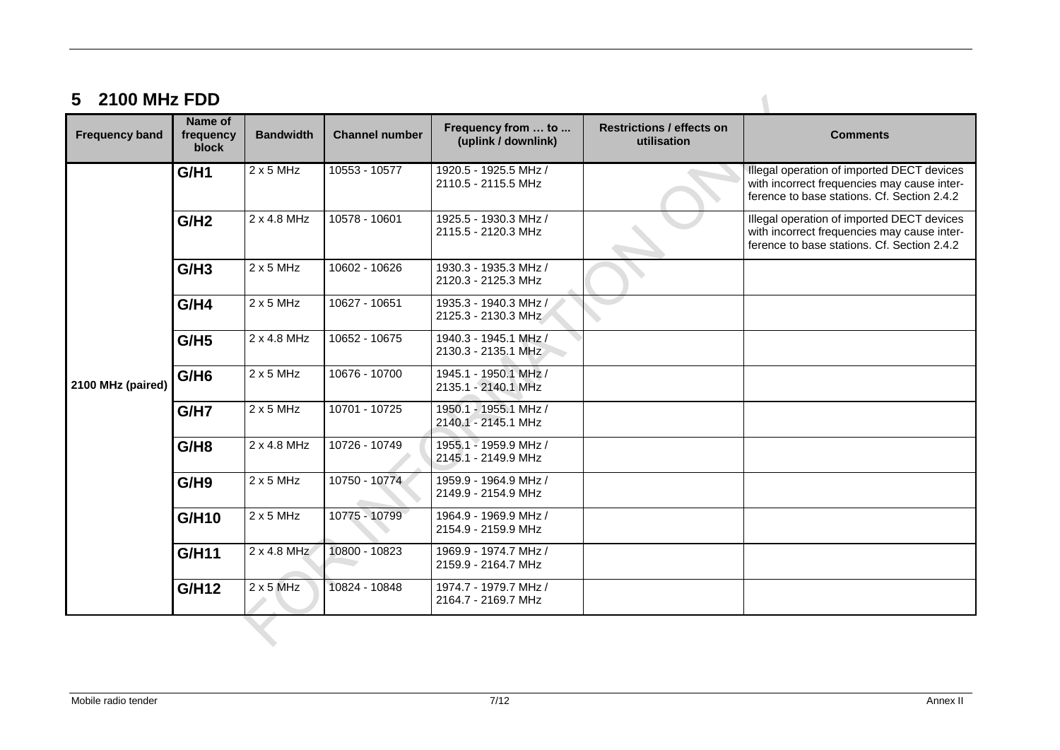# 5 2100 MHz FDD

| Frequency band | Name of frequency block | Bandwidth | Channel number | Frequency from ... to ... (uplink / downlink) | Restrictions / effects on utilisation | Comments |
|---|---|---|---|---|---|---|
| 2100 MHz (paired) | **G/H1** | 2 x 5 MHz | 10553 - 10577 | 1920.5 - 1925.5 MHz / 2110.5 - 2115.5 MHz | | Illegal operation of imported DECT devices with incorrect frequencies may cause interference to base stations. Cf. Section 2.4.2 |
| | **G/H2** | 2 x 4.8 MHz | 10578 - 10601 | 1925.5 - 1930.3 MHz / 2115.5 - 2120.3 MHz | | Illegal operation of imported DECT devices with incorrect frequencies may cause interference to base stations. Cf. Section 2.4.2 |
| | **G/H3** | 2 x 5 MHz | 10602 - 10626 | 1930.3 - 1935.3 MHz / 2120.3 - 2125.3 MHz | | |
| | **G/H4** | 2 x 5 MHz | 10627 - 10651 | 1935.3 - 1940.3 MHz / 2125.3 - 2130.3 MHz | | |
| | **G/H5** | 2 x 4.8 MHz | 10652 - 10675 | 1940.3 - 1945.1 MHz / 2130.3 - 2135.1 MHz | | |
| | **G/H6** | 2 x 5 MHz | 10676 - 10700 | 1945.1 - 1950.1 MHz / 2135.1 - 2140.1 MHz | | |
| | **G/H7** | 2 x 5 MHz | 10701 - 10725 | 1950.1 - 1955.1 MHz / 2140.1 - 2145.1 MHz | | |
| | **G/H8** | 2 x 4.8 MHz | 10726 - 10749 | 1955.1 - 1959.9 MHz / 2145.1 - 2149.9 MHz | | |
| | **G/H9** | 2 x 5 MHz | 10750 - 10774 | 1959.9 - 1964.9 MHz / 2149.9 - 2154.9 MHz | | |
| | **G/H10** | 2 x 5 MHz | 10775 - 10799 | 1964.9 - 1969.9 MHz / 2154.9 - 2159.9 MHz | | |
| | **G/H11** | 2 x 4.8 MHz | 10800 - 10823 | 1969.9 - 1974.7 MHz / 2159.9 - 2164.7 MHz | | |
| | **G/H12** | 2 x 5 MHz | 10824 - 10848 | 1974.7 - 1979.7 MHz / 2164.7 - 2169.7 MHz | | |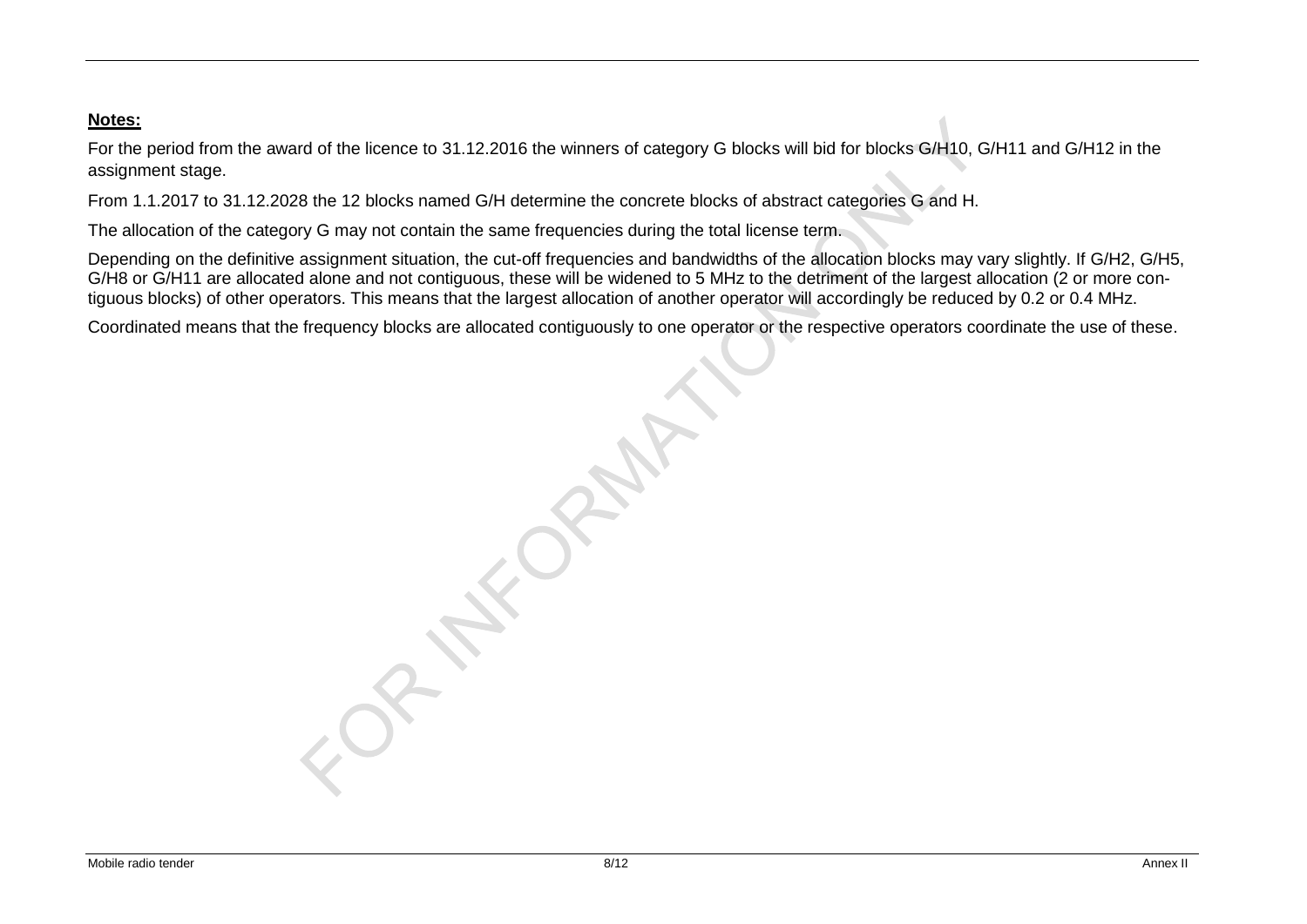**Notes:**

For the period from the award of the licence to 31.12.2016 the winners of category G blocks will bid for blocks G/H10, G/H11 and G/H12 in the assignment stage.

From 1.1.2017 to 31.12.2028 the 12 blocks named G/H determine the concrete blocks of abstract categories G and H.

The allocation of the category G may not contain the same frequencies during the total license term.

Depending on the definitive assignment situation, the cut-off frequencies and bandwidths of the allocation blocks may vary slightly. If G/H2, G/H5, G/H8 or G/H11 are allocated alone and not contiguous, these will be widened to 5 MHz to the detriment of the largest allocation (2 or more contiguous blocks) of other operators. This means that the largest allocation of another operator will accordingly be reduced by 0.2 or 0.4 MHz.

Coordinated means that the frequency blocks are allocated contiguously to one operator or the respective operators coordinate the use of these.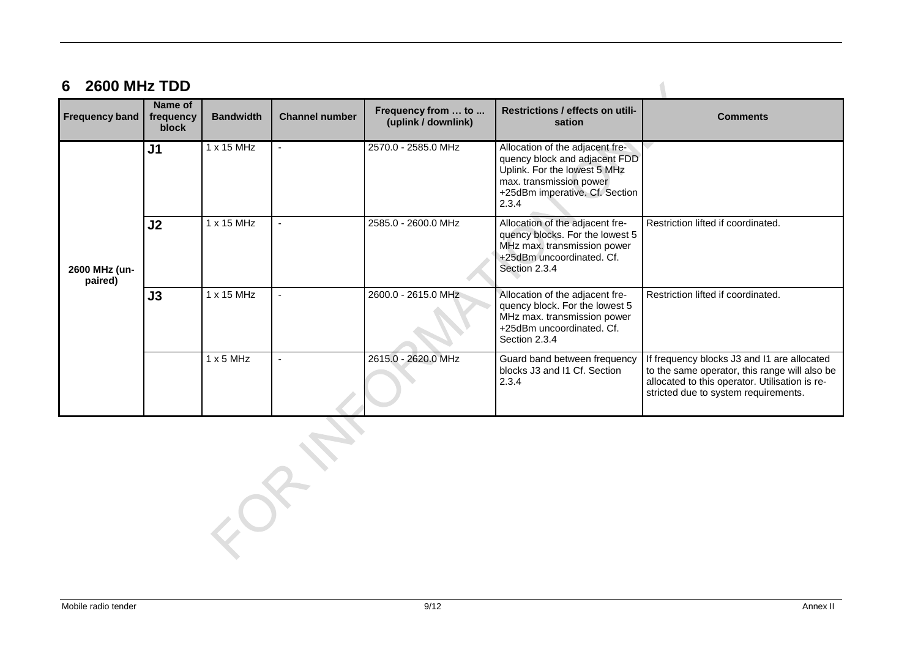## 6 2600 MHz TDD

| Frequency band | Name of frequency block | Bandwidth | Channel number | Frequency from … to … (uplink / downlink) | Restrictions / effects on utilisation | Comments |
|---|---|---|---|---|---|---|
| 2600 MHz (unpaired) | **J1** | 1 x 15 MHz | - | 2570.0 - 2585.0 MHz | Allocation of the adjacent frequency block and adjacent FDD Uplink. For the lowest 5 MHz max. transmission power +25dBm imperative. Cf. Section 2.3.4 | |
| | **J2** | 1 x 15 MHz | - | 2585.0 - 2600.0 MHz | Allocation of the adjacent frequency blocks. For the lowest 5 MHz max. transmission power +25dBm uncoordinated. Cf. Section 2.3.4 | Restriction lifted if coordinated. |
| | **J3** | 1 x 15 MHz | - | 2600.0 - 2615.0 MHz | Allocation of the adjacent frequency block. For the lowest 5 MHz max. transmission power +25dBm uncoordinated. Cf. Section 2.3.4 | Restriction lifted if coordinated. |
| | | 1 x 5 MHz | - | 2615.0 - 2620.0 MHz | Guard band between frequency blocks J3 and I1 Cf. Section 2.3.4 | If frequency blocks J3 and I1 are allocated to the same operator, this range will also be allocated to this operator. Utilisation is restricted due to system requirements. |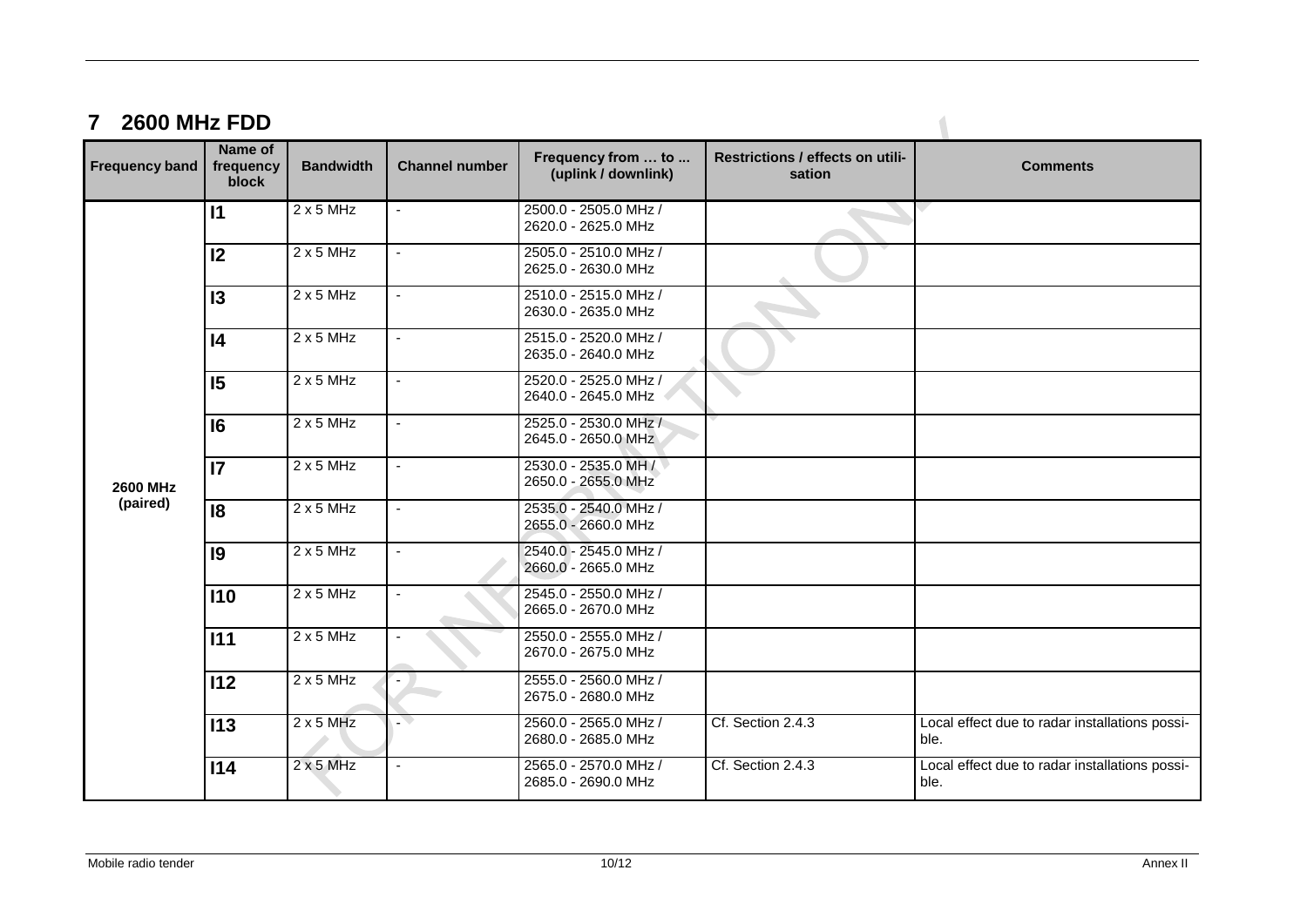# 7 2600 MHz FDD

| Frequency band | Name of frequency block | Bandwidth | Channel number | Frequency from … to … (uplink / downlink) | Restrictions / effects on utilisation | Comments |
|---|---|---|---|---|---|---|
| 2600 MHz (paired) | **I1** | 2 x 5 MHz | - | 2500.0 - 2505.0 MHz / 2620.0 - 2625.0 MHz | | |
| | **I2** | 2 x 5 MHz | - | 2505.0 - 2510.0 MHz / 2625.0 - 2630.0 MHz | | |
| | **I3** | 2 x 5 MHz | - | 2510.0 - 2515.0 MHz / 2630.0 - 2635.0 MHz | | |
| | **I4** | 2 x 5 MHz | - | 2515.0 - 2520.0 MHz / 2635.0 - 2640.0 MHz | | |
| | **I5** | 2 x 5 MHz | - | 2520.0 - 2525.0 MHz / 2640.0 - 2645.0 MHz | | |
| | **I6** | 2 x 5 MHz | - | 2525.0 - 2530.0 MHz / 2645.0 - 2650.0 MHz | | |
| | **I7** | 2 x 5 MHz | - | 2530.0 - 2535.0 MH / 2650.0 - 2655.0 MHz | | |
| | **I8** | 2 x 5 MHz | - | 2535.0 - 2540.0 MHz / 2655.0 - 2660.0 MHz | | |
| | **I9** | 2 x 5 MHz | - | 2540.0 - 2545.0 MHz / 2660.0 - 2665.0 MHz | | |
| | **I10** | 2 x 5 MHz | - | 2545.0 - 2550.0 MHz / 2665.0 - 2670.0 MHz | | |
| | **I11** | 2 x 5 MHz | - | 2550.0 - 2555.0 MHz / 2670.0 - 2675.0 MHz | | |
| | **I12** | 2 x 5 MHz | - | 2555.0 - 2560.0 MHz / 2675.0 - 2680.0 MHz | | |
| | **I13** | 2 x 5 MHz | - | 2560.0 - 2565.0 MHz / 2680.0 - 2685.0 MHz | Cf. Section 2.4.3 | Local effect due to radar installations possible. |
| | **I14** | 2 x 5 MHz | - | 2565.0 - 2570.0 MHz / 2685.0 - 2690.0 MHz | Cf. Section 2.4.3 | Local effect due to radar installations possible. |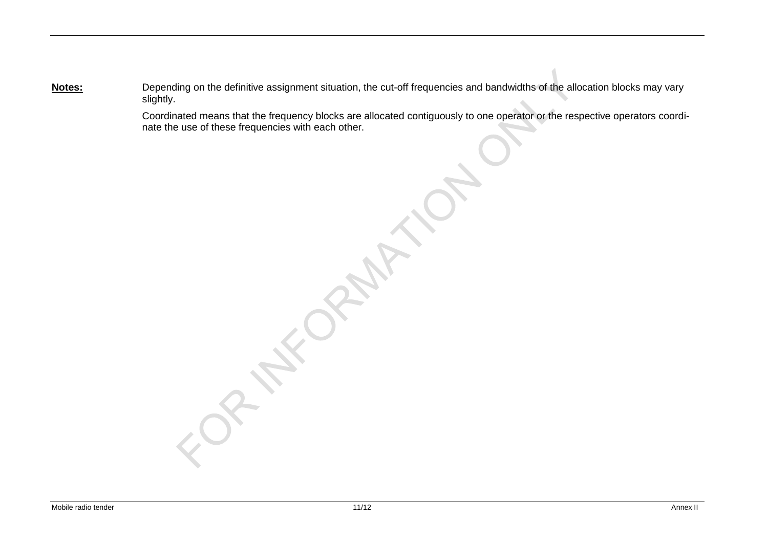**Notes:** Depending on the definitive assignment situation, the cut-off frequencies and bandwidths of the allocation blocks may vary slightly.

Coordinated means that the frequency blocks are allocated contiguously to one operator or the respective operators coordinate the use of these frequencies with each other.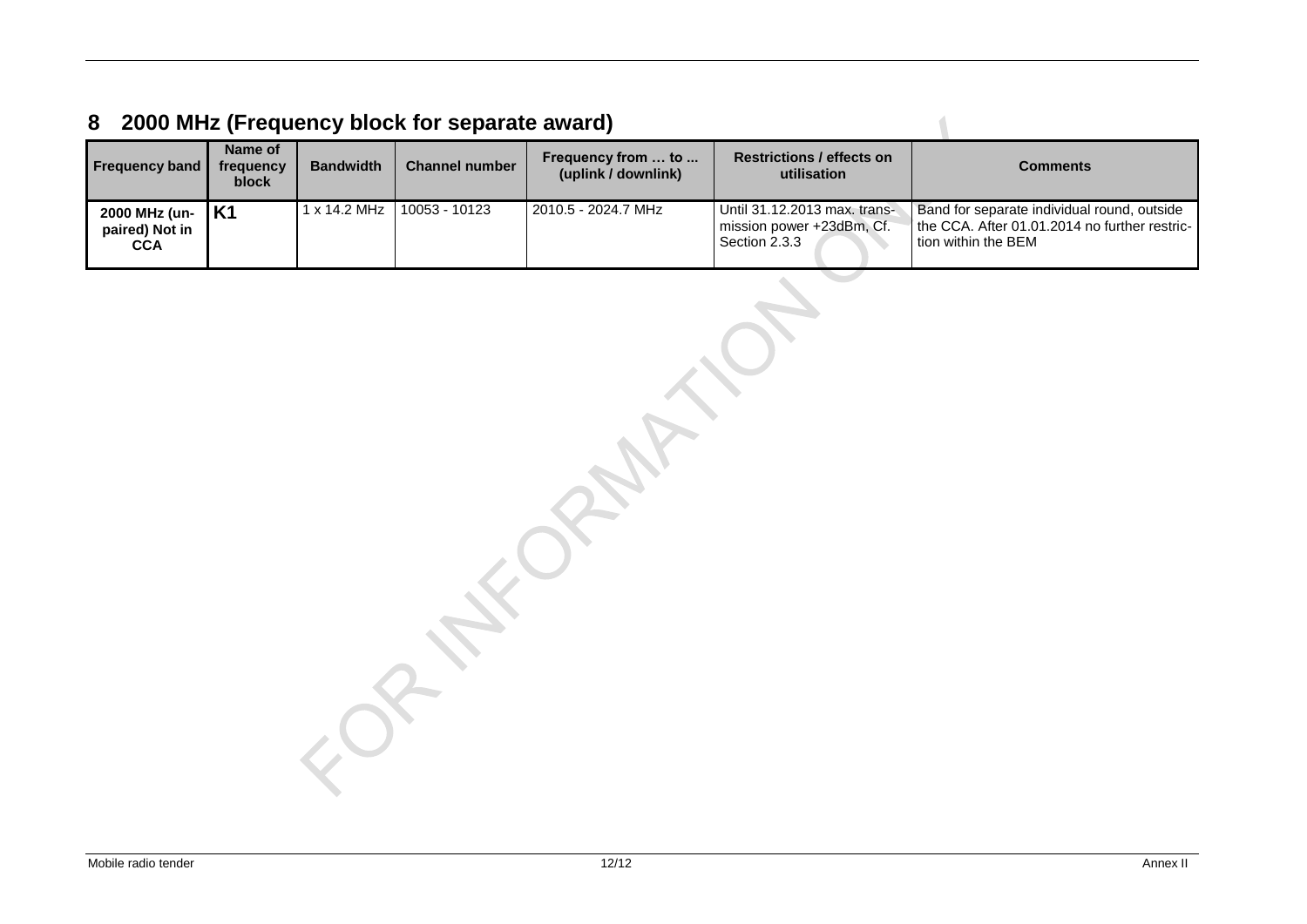## 8 2000 MHz (Frequency block for separate award)

| Frequency band | Name of frequency block | Bandwidth | Channel number | Frequency from … to ... (uplink / downlink) | Restrictions / effects on utilisation | Comments |
|---|---|---|---|---|---|---|
| **2000 MHz (un-paired) Not in CCA** | **K1** | 1 x 14.2 MHz | 10053 - 10123 | 2010.5 - 2024.7 MHz | Until 31.12.2013 max. trans-mission power +23dBm, Cf. Section 2.3.3 | Band for separate individual round, outside the CCA. After 01.01.2014 no further restric-tion within the BEM |